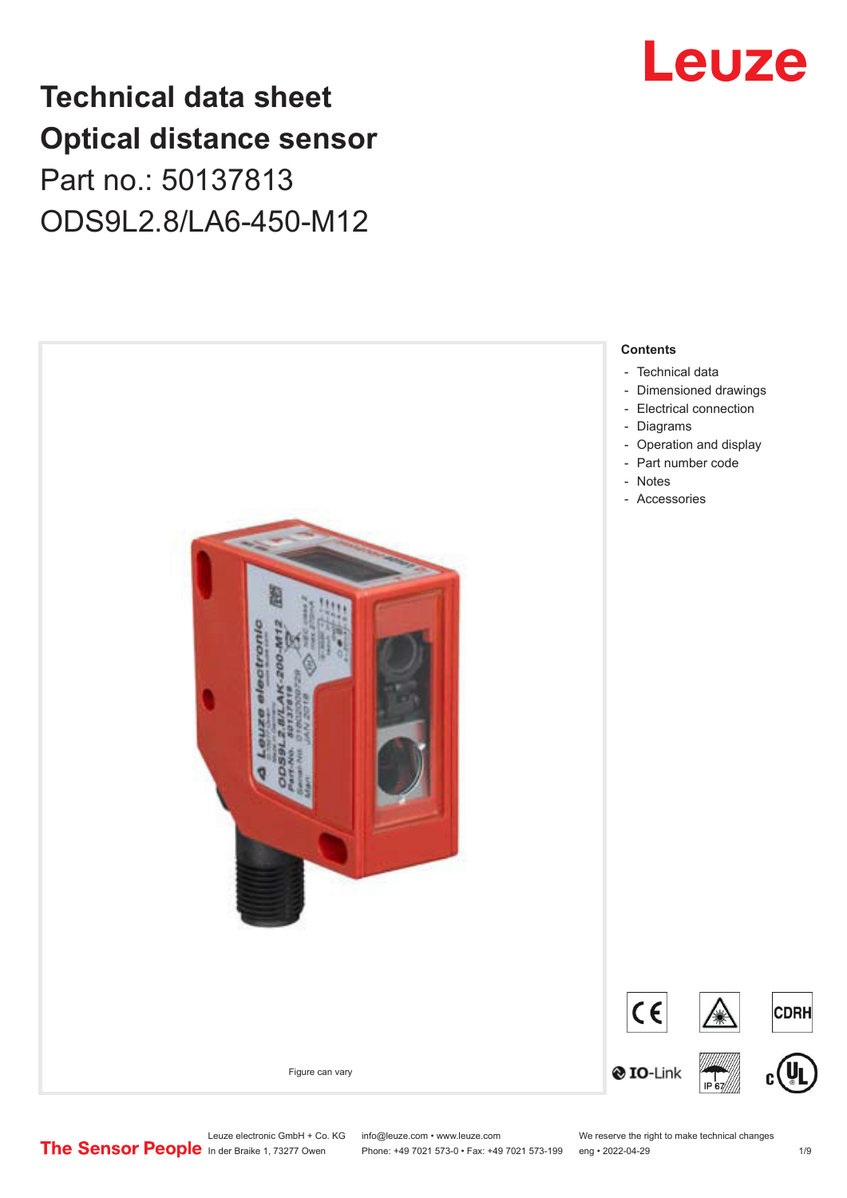# Technical data sheet
# Optical distance sensor

Part no.: 50137813

ODS9L2.8/LA6-450-M12

Figure can vary

**Contents**

- Technical data
- Dimensioned drawings
- Electrical connection
- Diagrams
- Operation and display
- Part number code
- Notes
- Accessories

Leuze electronic GmbH + Co. KG
In der Braike 1, 73277 Owen

info@leuze.com • www.leuze.com
Phone: +49 7021 573-0 • Fax: +49 7021 573-199

We reserve the right to make technical changes
eng • 2022-04-29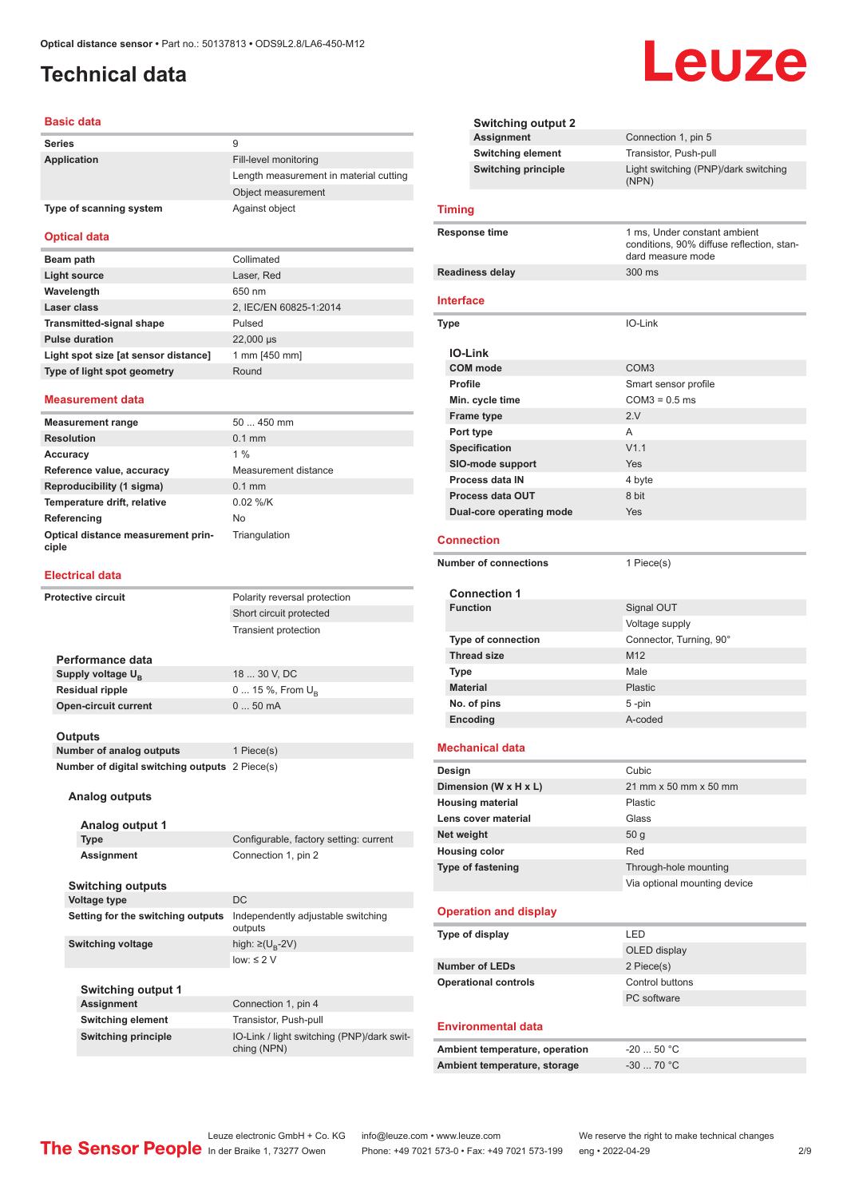Optical distance sensor • Part no.: 50137813 • ODS9L2.8/LA6-450-M12

# Technical data

## Basic data

| | |
|---|---|
| **Series** | 9 |
| **Application** | Fill-level monitoring |
| | Length measurement in material cutting |
| | Object measurement |
| **Type of scanning system** | Against object |

## Optical data

| | |
|---|---|
| **Beam path** | Collimated |
| **Light source** | Laser, Red |
| **Wavelength** | 650 nm |
| **Laser class** | 2, IEC/EN 60825-1:2014 |
| **Transmitted-signal shape** | Pulsed |
| **Pulse duration** | 22,000 µs |
| **Light spot size [at sensor distance]** | 1 mm [450 mm] |
| **Type of light spot geometry** | Round |

## Measurement data

| | |
|---|---|
| **Measurement range** | 50 ... 450 mm |
| **Resolution** | 0.1 mm |
| **Accuracy** | 1 % |
| **Reference value, accuracy** | Measurement distance |
| **Reproducibility (1 sigma)** | 0.1 mm |
| **Temperature drift, relative** | 0.02 %/K |
| **Referencing** | No |
| **Optical distance measurement principle** | Triangulation |

## Electrical data

| | |
|---|---|
| **Protective circuit** | Polarity reversal protection |
| | Short circuit protected |
| | Transient protection |

### Performance data

| | |
|---|---|
| **Supply voltage $U_B$** | 18 ... 30 V, DC |
| **Residual ripple** | 0 ... 15 %, From $U_B$ |
| **Open-circuit current** | 0 ... 50 mA |

### Outputs

| | |
|---|---|
| **Number of analog outputs** | 1 Piece(s) |
| **Number of digital switching outputs** | 2 Piece(s) |

#### Analog outputs

##### Analog output 1

| | |
|---|---|
| **Type** | Configurable, factory setting: current |
| **Assignment** | Connection 1, pin 2 |

#### Switching outputs

| | |
|---|---|
| **Voltage type** | DC |
| **Setting for the switching outputs** | Independently adjustable switching outputs |
| **Switching voltage** | high: ≥($U_B$-2V) |
| | low: ≤ 2 V |

##### Switching output 1

| | |
|---|---|
| **Assignment** | Connection 1, pin 4 |
| **Switching element** | Transistor, Push-pull |
| **Switching principle** | IO-Link / light switching (PNP)/dark switching (NPN) |

##### Switching output 2

| | |
|---|---|
| **Assignment** | Connection 1, pin 5 |
| **Switching element** | Transistor, Push-pull |
| **Switching principle** | Light switching (PNP)/dark switching (NPN) |

## Timing

| | |
|---|---|
| **Response time** | 1 ms, Under constant ambient conditions, 90% diffuse reflection, standard measure mode |
| **Readiness delay** | 300 ms |

## Interface

| | |
|---|---|
| **Type** | IO-Link |

### IO-Link

| | |
|---|---|
| **COM mode** | COM3 |
| **Profile** | Smart sensor profile |
| **Min. cycle time** | COM3 = 0.5 ms |
| **Frame type** | 2.V |
| **Port type** | A |
| **Specification** | V1.1 |
| **SIO-mode support** | Yes |
| **Process data IN** | 4 byte |
| **Process data OUT** | 8 bit |
| **Dual-core operating mode** | Yes |

## Connection

| | |
|---|---|
| **Number of connections** | 1 Piece(s) |

### Connection 1

| | |
|---|---|
| **Function** | Signal OUT |
| | Voltage supply |
| **Type of connection** | Connector, Turning, 90° |
| **Thread size** | M12 |
| **Type** | Male |
| **Material** | Plastic |
| **No. of pins** | 5 -pin |
| **Encoding** | A-coded |

## Mechanical data

| | |
|---|---|
| **Design** | Cubic |
| **Dimension (W x H x L)** | 21 mm x 50 mm x 50 mm |
| **Housing material** | Plastic |
| **Lens cover material** | Glass |
| **Net weight** | 50 g |
| **Housing color** | Red |
| **Type of fastening** | Through-hole mounting |
| | Via optional mounting device |

## Operation and display

| | |
|---|---|
| **Type of display** | LED |
| | OLED display |
| **Number of LEDs** | 2 Piece(s) |
| **Operational controls** | Control buttons |
| | PC software |

## Environmental data

| | |
|---|---|
| **Ambient temperature, operation** | -20 ... 50 °C |
| **Ambient temperature, storage** | -30 ... 70 °C |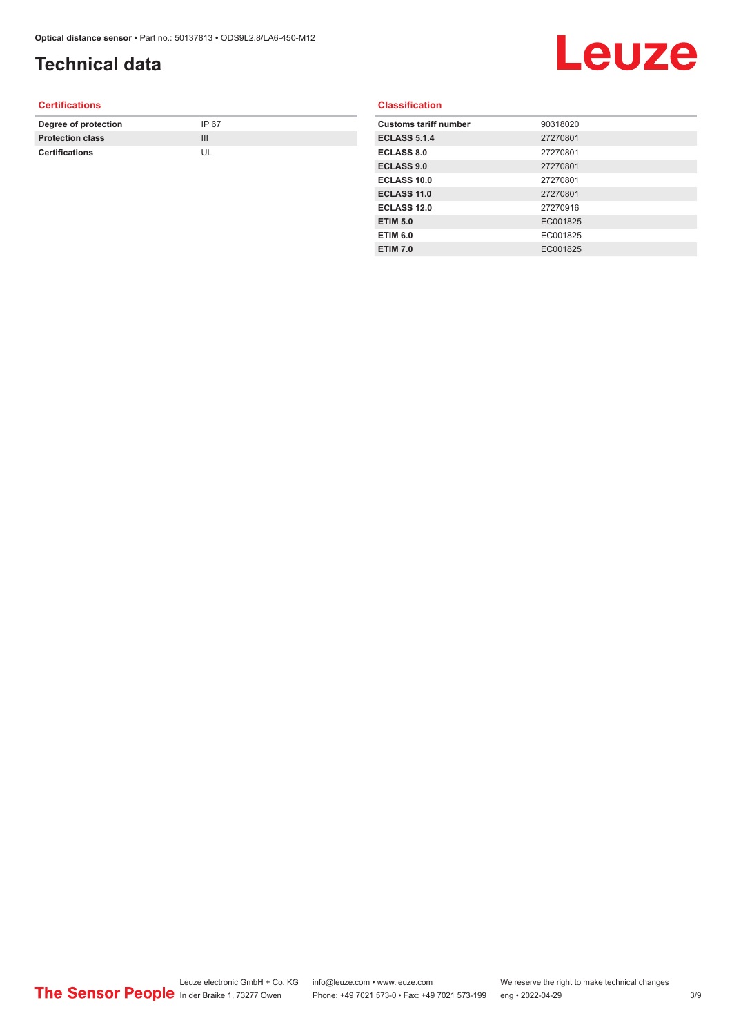# Technical data

## Certifications

| | |
|---|---|
| **Degree of protection** | IP 67 |
| **Protection class** | III |
| **Certifications** | UL |

## Classification

| | |
|---|---|
| **Customs tariff number** | 90318020 |
| **ECLASS 5.1.4** | 27270801 |
| **ECLASS 8.0** | 27270801 |
| **ECLASS 9.0** | 27270801 |
| **ECLASS 10.0** | 27270801 |
| **ECLASS 11.0** | 27270801 |
| **ECLASS 12.0** | 27270916 |
| **ETIM 5.0** | EC001825 |
| **ETIM 6.0** | EC001825 |
| **ETIM 7.0** | EC001825 |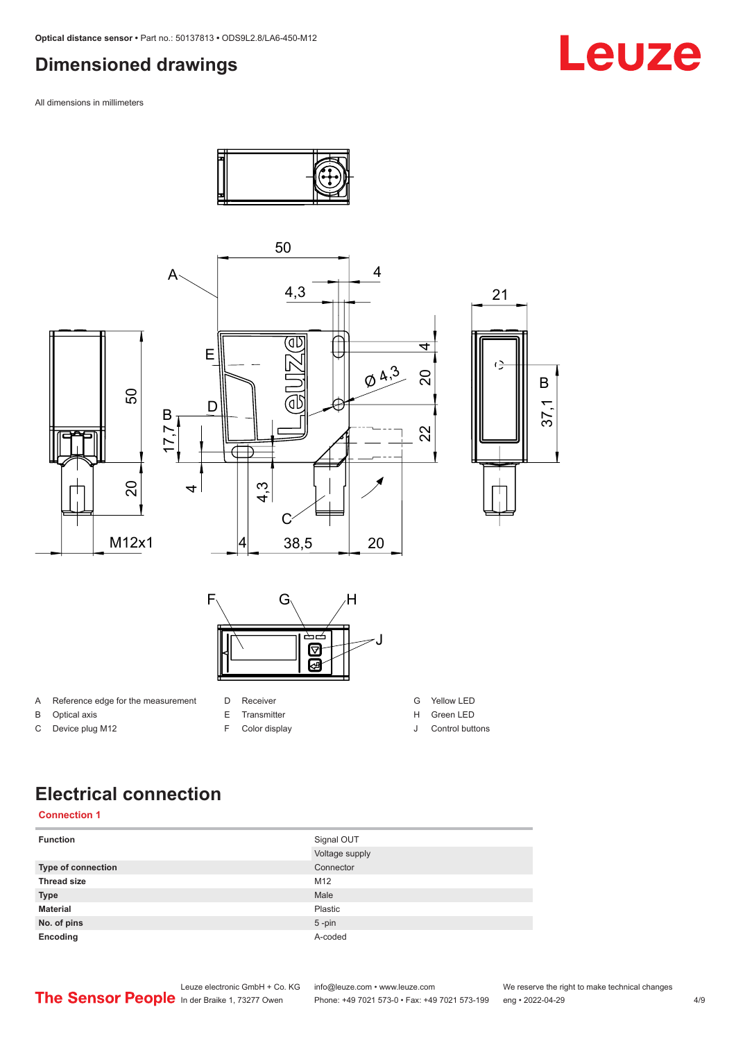## Dimensioned drawings

All dimensions in millimeters

| | | | | | |
|---|---|---|---|---|---|
| A | Reference edge for the measurement | D | Receiver | G | Yellow LED |
| B | Optical axis | E | Transmitter | H | Green LED |
| C | Device plug M12 | F | Color display | J | Control buttons |

## Electrical connection

### Connection 1

| | |
|---|---|
| **Function** | Signal OUT |
| | Voltage supply |
| **Type of connection** | Connector |
| **Thread size** | M12 |
| **Type** | Male |
| **Material** | Plastic |
| **No. of pins** | 5 -pin |
| **Encoding** | A-coded |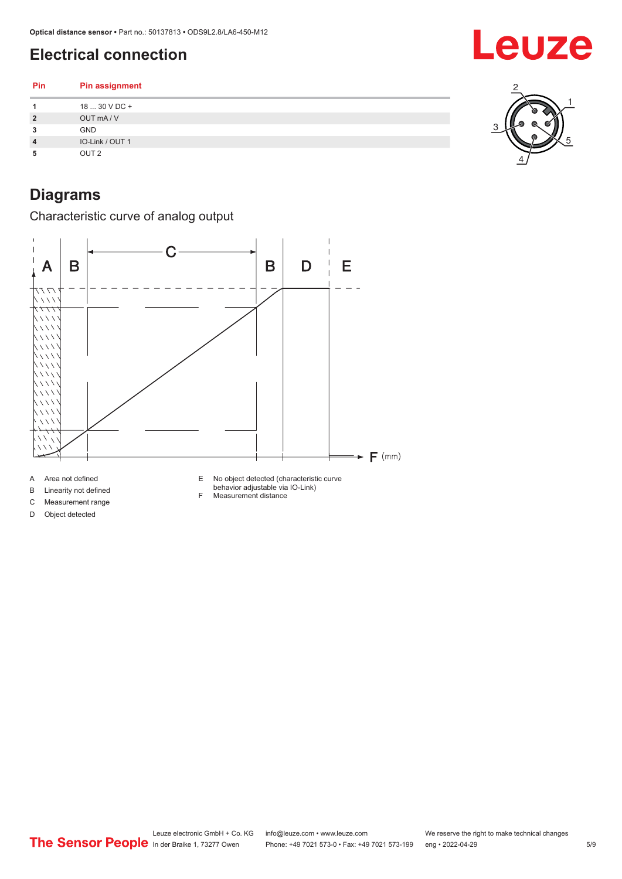## Electrical connection

| Pin | Pin assignment |
|---|---|
| 1 | 18 ... 30 V DC + |
| 2 | OUT mA / V |
| 3 | GND |
| 4 | IO-Link / OUT 1 |
| 5 | OUT 2 |

## Diagrams

### Characteristic curve of analog output

A Area not defined
B Linearity not defined
C Measurement range
D Object detected
E No object detected (characteristic curve behavior adjustable via IO-Link)
F Measurement distance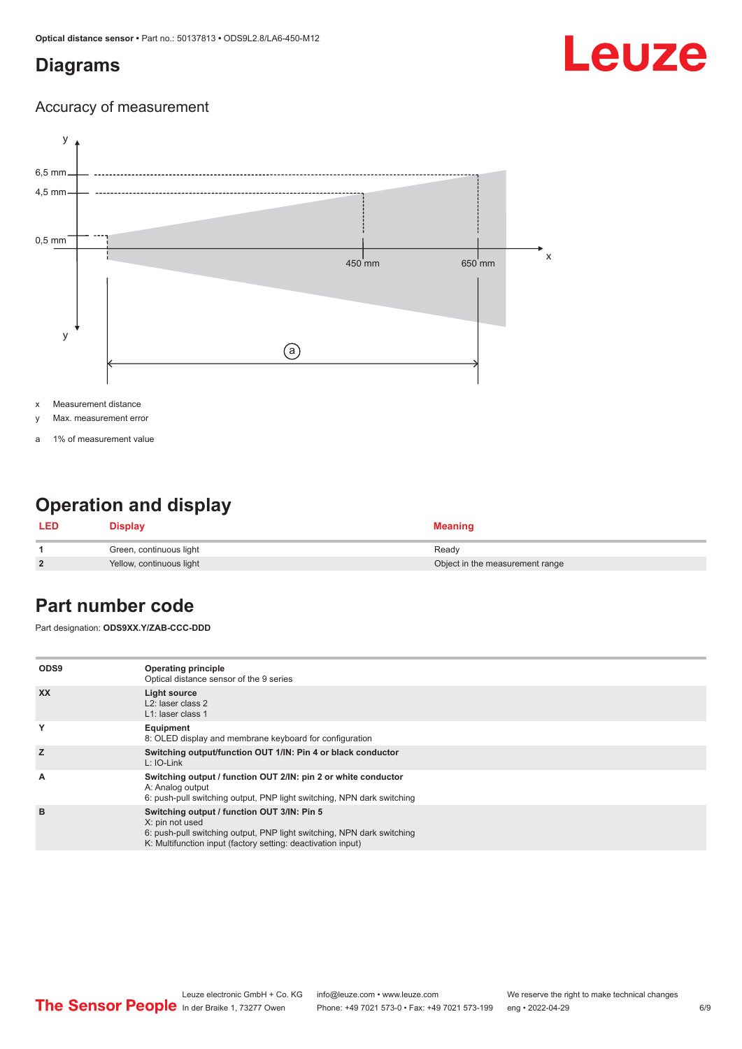# Diagrams

## Accuracy of measurement

x Measurement distance

y Max. measurement error

a 1% of measurement value

# Operation and display

| LED | Display | Meaning |
|---|---|---|
| 1 | Green, continuous light | Ready |
| 2 | Yellow, continuous light | Object in the measurement range |

# Part number code

Part designation: **ODS9XX.Y/ZAB-CCC-DDD**

| | |
|---|---|
| ODS9 | **Operating principle**<br>Optical distance sensor of the 9 series |
| XX | **Light source**<br>L2: laser class 2<br>L1: laser class 1 |
| Y | **Equipment**<br>8: OLED display and membrane keyboard for configuration |
| Z | **Switching output/function OUT 1/IN: Pin 4 or black conductor**<br>L: IO-Link |
| A | **Switching output / function OUT 2/IN: pin 2 or white conductor**<br>A: Analog output<br>6: push-pull switching output, PNP light switching, NPN dark switching |
| B | **Switching output / function OUT 3/IN: Pin 5**<br>X: pin not used<br>6: push-pull switching output, PNP light switching, NPN dark switching<br>K: Multifunction input (factory setting: deactivation input) |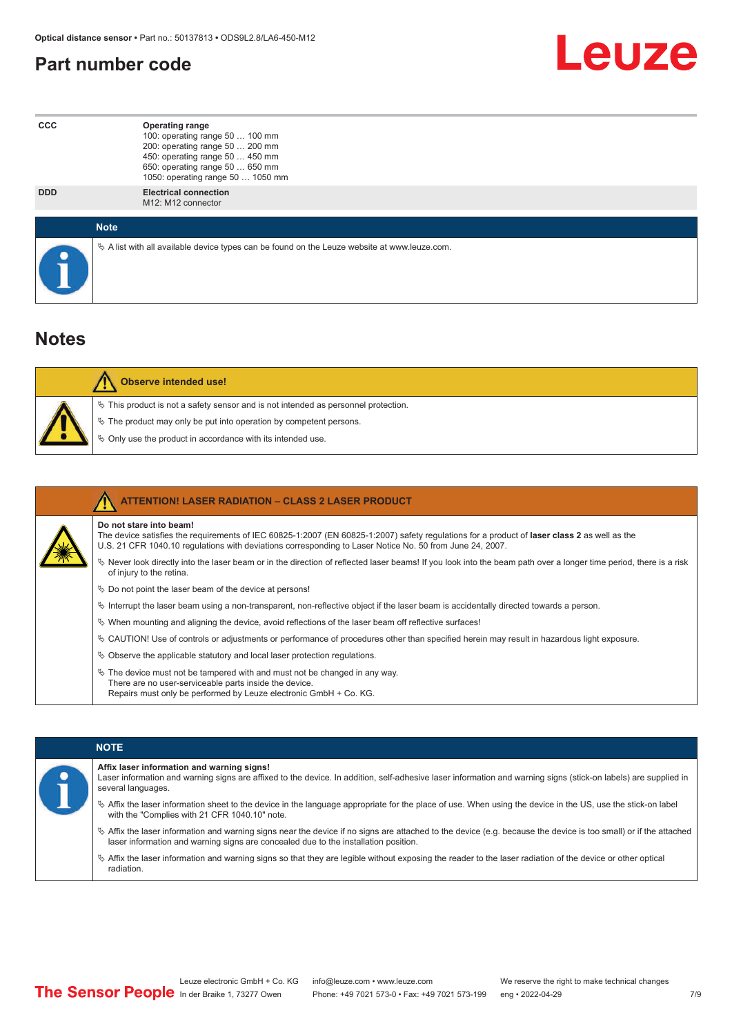## Part number code

| | |
|---|---|
| **CCC** | **Operating range**<br>100: operating range 50 … 100 mm<br>200: operating range 50 … 200 mm<br>450: operating range 50 … 450 mm<br>650: operating range 50 … 650 mm<br>1050: operating range 50 … 1050 mm |
| **DDD** | **Electrical connection**<br>M12: M12 connector |

**Note**

- A list with all available device types can be found on the Leuze website at www.leuze.com.

## Notes

**Observe intended use!**

- This product is not a safety sensor and is not intended as personnel protection.
- The product may only be put into operation by competent persons.
- Only use the product in accordance with its intended use.

**ATTENTION! LASER RADIATION – CLASS 2 LASER PRODUCT**

**Do not stare into beam!**
The device satisfies the requirements of IEC 60825-1:2007 (EN 60825-1:2007) safety regulations for a product of **laser class 2** as well as the U.S. 21 CFR 1040.10 regulations with deviations corresponding to Laser Notice No. 50 from June 24, 2007.

- Never look directly into the laser beam or in the direction of reflected laser beams! If you look into the beam path over a longer time period, there is a risk of injury to the retina.
- Do not point the laser beam of the device at persons!
- Interrupt the laser beam using a non-transparent, non-reflective object if the laser beam is accidentally directed towards a person.
- When mounting and aligning the device, avoid reflections of the laser beam off reflective surfaces!
- CAUTION! Use of controls or adjustments or performance of procedures other than specified herein may result in hazardous light exposure.
- Observe the applicable statutory and local laser protection regulations.
- The device must not be tampered with and must not be changed in any way.
  There are no user-serviceable parts inside the device.
  Repairs must only be performed by Leuze electronic GmbH + Co. KG.

**NOTE**

**Affix laser information and warning signs!**
Laser information and warning signs are affixed to the device. In addition, self-adhesive laser information and warning signs (stick-on labels) are supplied in several languages.

- Affix the laser information sheet to the device in the language appropriate for the place of use. When using the device in the US, use the stick-on label with the "Complies with 21 CFR 1040.10" note.
- Affix the laser information and warning signs near the device if no signs are attached to the device (e.g. because the device is too small) or if the attached laser information and warning signs are concealed due to the installation position.
- Affix the laser information and warning signs so that they are legible without exposing the reader to the laser radiation of the device or other optical radiation.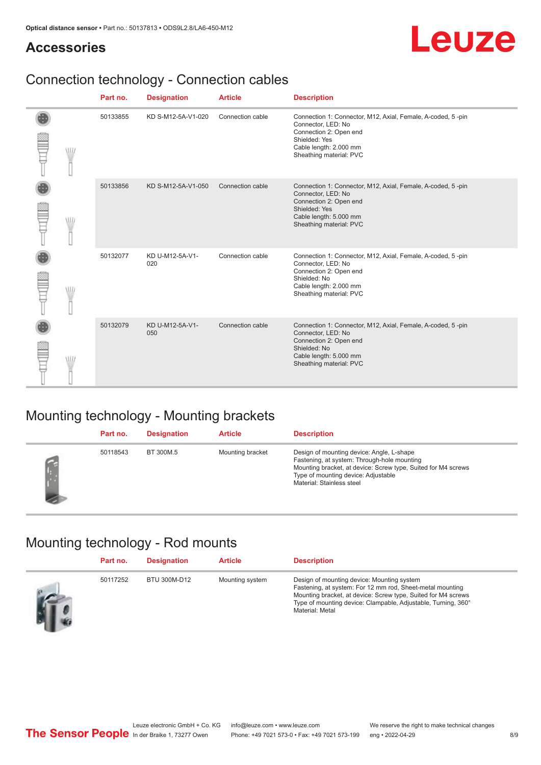## Accessories

### Connection technology - Connection cables

| | Part no. | Designation | Article | Description |
|---|---|---|---|---|
| | 50133855 | KD S-M12-5A-V1-020 | Connection cable | Connection 1: Connector, M12, Axial, Female, A-coded, 5 -pin<br>Connector, LED: No<br>Connection 2: Open end<br>Shielded: Yes<br>Cable length: 2.000 mm<br>Sheathing material: PVC |
| | 50133856 | KD S-M12-5A-V1-050 | Connection cable | Connection 1: Connector, M12, Axial, Female, A-coded, 5 -pin<br>Connector, LED: No<br>Connection 2: Open end<br>Shielded: Yes<br>Cable length: 5.000 mm<br>Sheathing material: PVC |
| | 50132077 | KD U-M12-5A-V1-020 | Connection cable | Connection 1: Connector, M12, Axial, Female, A-coded, 5 -pin<br>Connector, LED: No<br>Connection 2: Open end<br>Shielded: No<br>Cable length: 2.000 mm<br>Sheathing material: PVC |
| | 50132079 | KD U-M12-5A-V1-050 | Connection cable | Connection 1: Connector, M12, Axial, Female, A-coded, 5 -pin<br>Connector, LED: No<br>Connection 2: Open end<br>Shielded: No<br>Cable length: 5.000 mm<br>Sheathing material: PVC |

### Mounting technology - Mounting brackets

| | Part no. | Designation | Article | Description |
|---|---|---|---|---|
| | 50118543 | BT 300M.5 | Mounting bracket | Design of mounting device: Angle, L-shape<br>Fastening, at system: Through-hole mounting<br>Mounting bracket, at device: Screw type, Suited for M4 screws<br>Type of mounting device: Adjustable<br>Material: Stainless steel |

### Mounting technology - Rod mounts

| | Part no. | Designation | Article | Description |
|---|---|---|---|---|
| | 50117252 | BTU 300M-D12 | Mounting system | Design of mounting device: Mounting system<br>Fastening, at system: For 12 mm rod, Sheet-metal mounting<br>Mounting bracket, at device: Screw type, Suited for M4 screws<br>Type of mounting device: Clampable, Adjustable, Turning, 360°<br>Material: Metal |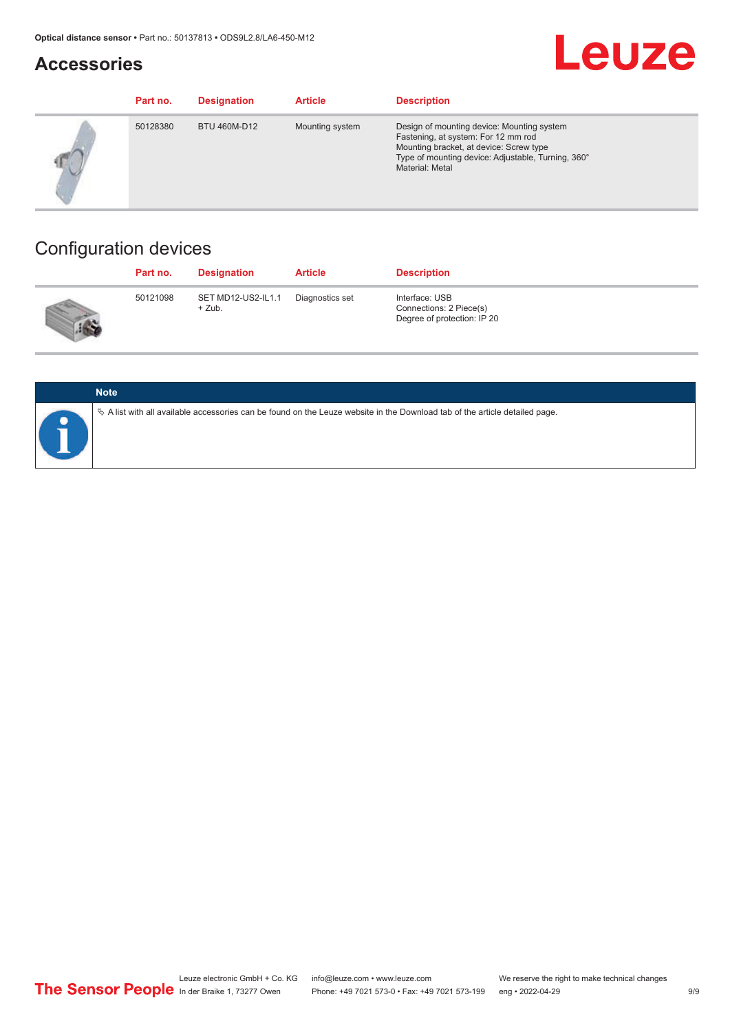## Accessories

| | Part no. | Designation | Article | Description |
|---|---|---|---|---|
| | 50128380 | BTU 460M-D12 | Mounting system | Design of mounting device: Mounting system<br>Fastening, at system: For 12 mm rod<br>Mounting bracket, at device: Screw type<br>Type of mounting device: Adjustable, Turning, 360°<br>Material: Metal |

## Configuration devices

| | Part no. | Designation | Article | Description |
|---|---|---|---|---|
| | 50121098 | SET MD12-US2-IL1.1 + Zub. | Diagnostics set | Interface: USB<br>Connections: 2 Piece(s)<br>Degree of protection: IP 20 |

**Note**

↳ A list with all available accessories can be found on the Leuze website in the Download tab of the article detailed page.